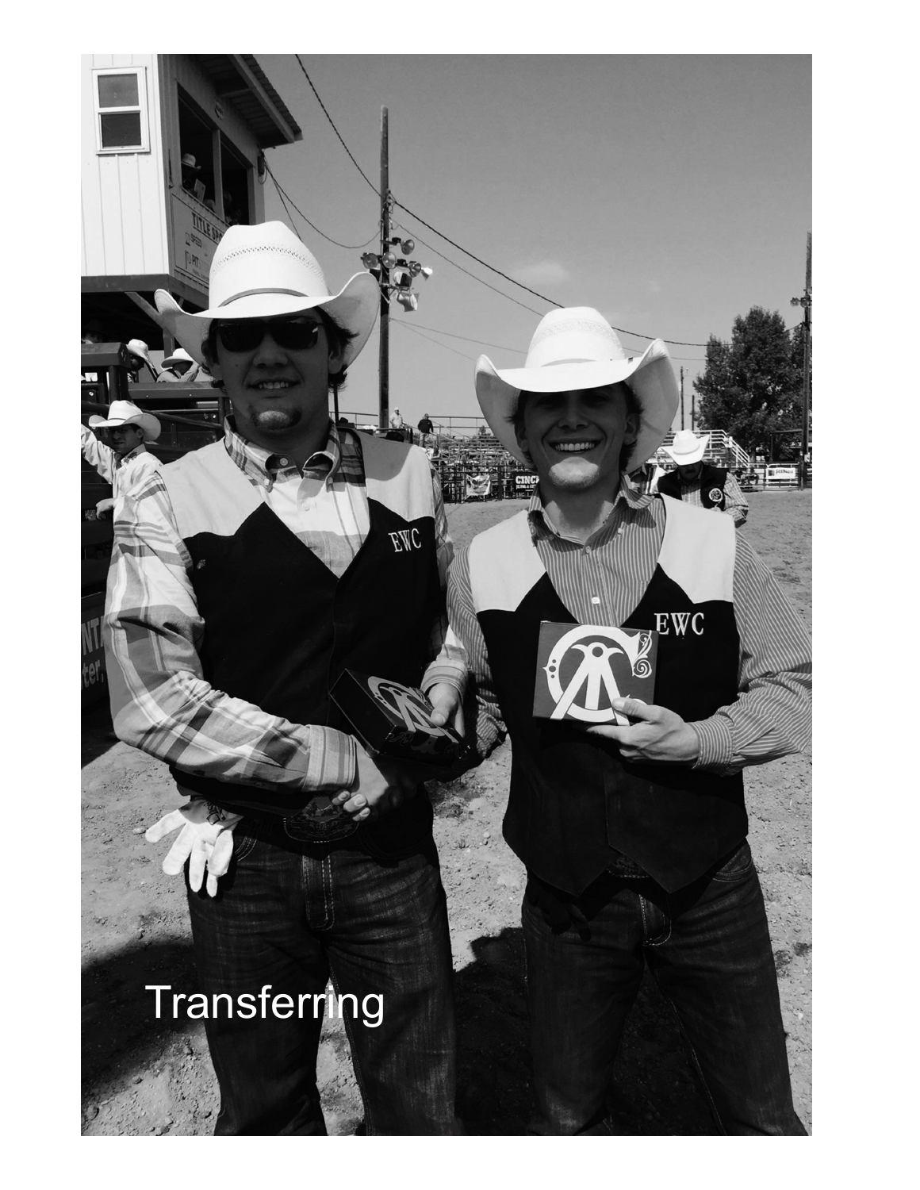Transferring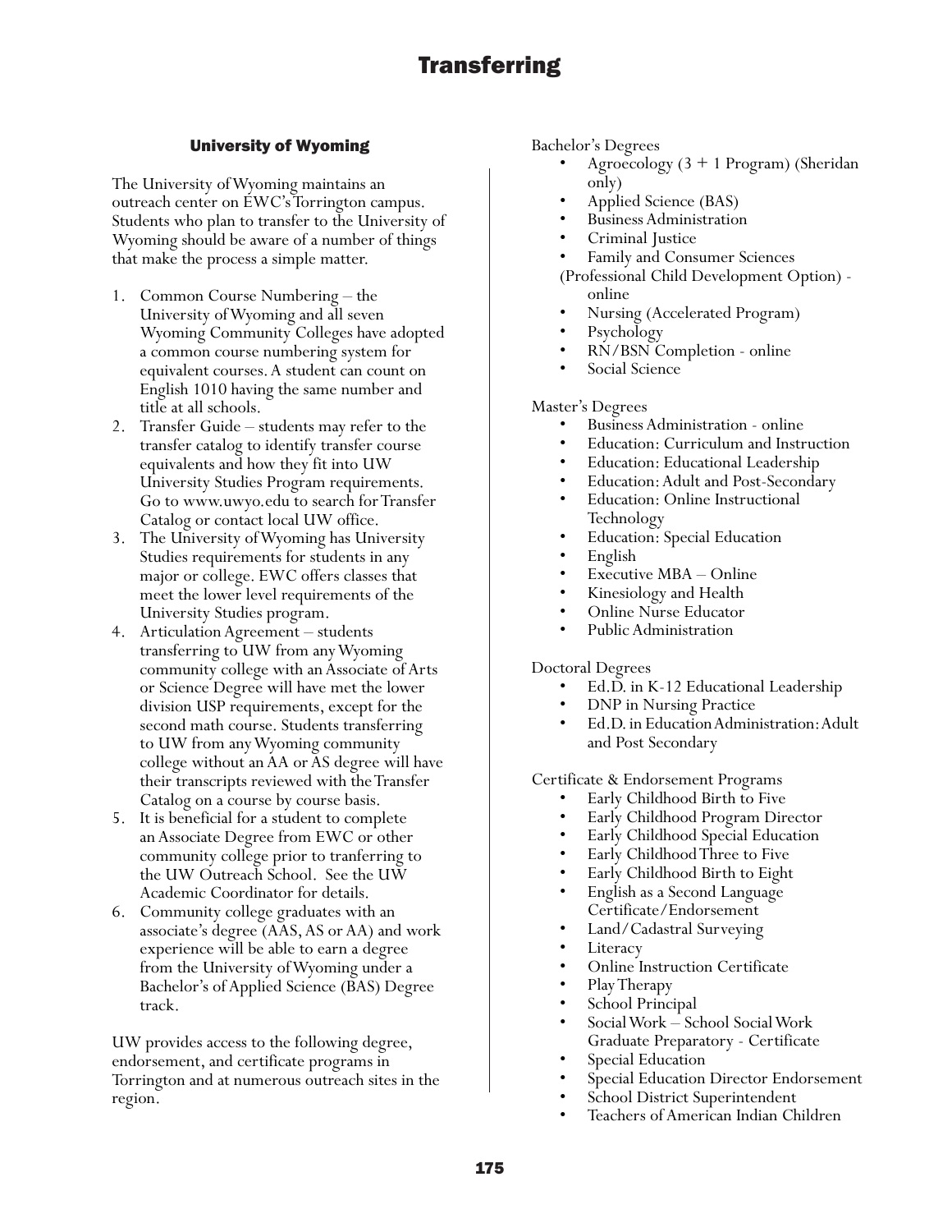# Transferring

## University of Wyoming

The University of Wyoming maintains an outreach center on EWC's Torrington campus. Students who plan to transfer to the University of Wyoming should be aware of a number of things that make the process a simple matter.

1. Common Course Numbering – the University of Wyoming and all seven Wyoming Community Colleges have adopted a common course numbering system for equivalent courses. A student can count on English 1010 having the same number and title at all schools.
2. Transfer Guide – students may refer to the transfer catalog to identify transfer course equivalents and how they fit into UW University Studies Program requirements. Go to www.uwyo.edu to search for Transfer Catalog or contact local UW office.
3. The University of Wyoming has University Studies requirements for students in any major or college. EWC offers classes that meet the lower level requirements of the University Studies program.
4. Articulation Agreement – students transferring to UW from any Wyoming community college with an Associate of Arts or Science Degree will have met the lower division USP requirements, except for the second math course. Students transferring to UW from any Wyoming community college without an AA or AS degree will have their transcripts reviewed with the Transfer Catalog on a course by course basis.
5. It is beneficial for a student to complete an Associate Degree from EWC or other community college prior to tranferring to the UW Outreach School. See the UW Academic Coordinator for details.
6. Community college graduates with an associate's degree (AAS, AS or AA) and work experience will be able to earn a degree from the University of Wyoming under a Bachelor's of Applied Science (BAS) Degree track.

UW provides access to the following degree, endorsement, and certificate programs in Torrington and at numerous outreach sites in the region.

Bachelor's Degrees

- Agroecology (3 + 1 Program) (Sheridan only)
- Applied Science (BAS)
- Business Administration
- Criminal Justice
- Family and Consumer Sciences (Professional Child Development Option) - online
- Nursing (Accelerated Program)
- Psychology
- RN/BSN Completion - online
- Social Science

Master's Degrees

- Business Administration - online
- Education: Curriculum and Instruction
- Education: Educational Leadership
- Education: Adult and Post-Secondary
- Education: Online Instructional Technology
- Education: Special Education
- English
- Executive MBA – Online
- Kinesiology and Health
- Online Nurse Educator
- Public Administration

Doctoral Degrees

- Ed.D. in K-12 Educational Leadership
- DNP in Nursing Practice
- Ed.D. in Education Administration: Adult and Post Secondary

Certificate & Endorsement Programs

- Early Childhood Birth to Five
- Early Childhood Program Director
- Early Childhood Special Education
- Early Childhood Three to Five
- Early Childhood Birth to Eight
- English as a Second Language Certificate/Endorsement
- Land/Cadastral Surveying
- Literacy
- Online Instruction Certificate
- Play Therapy
- School Principal
- Social Work – School Social Work Graduate Preparatory - Certificate
- Special Education
- Special Education Director Endorsement
- School District Superintendent
- Teachers of American Indian Children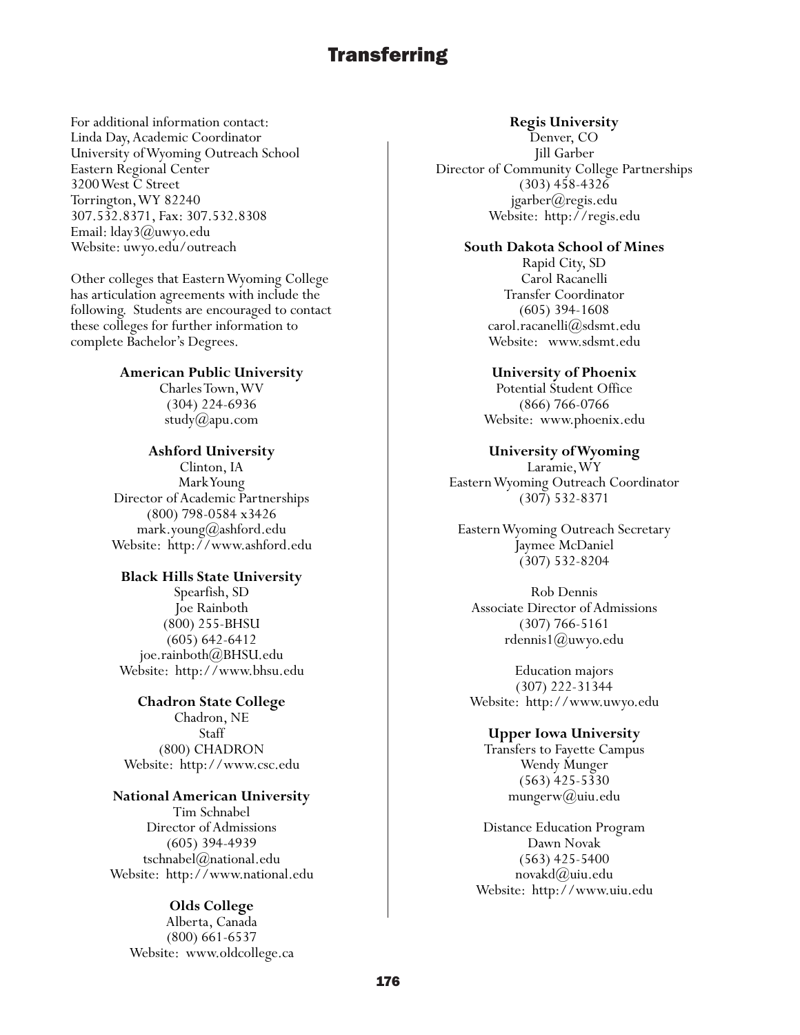# Transferring

For additional information contact:
Linda Day, Academic Coordinator
University of Wyoming Outreach School
Eastern Regional Center
3200 West C Street
Torrington, WY 82240
307.532.8371, Fax: 307.532.8308
Email: lday3@uwyo.edu
Website: uwyo.edu/outreach

Other colleges that Eastern Wyoming College has articulation agreements with include the following. Students are encouraged to contact these colleges for further information to complete Bachelor's Degrees.

**American Public University**
Charles Town, WV
(304) 224-6936
study@apu.com

**Ashford University**
Clinton, IA
Mark Young
Director of Academic Partnerships
(800) 798-0584 x3426
mark.young@ashford.edu
Website: http://www.ashford.edu

**Black Hills State University**
Spearfish, SD
Joe Rainboth
(800) 255-BHSU
(605) 642-6412
joe.rainboth@BHSU.edu
Website: http://www.bhsu.edu

**Chadron State College**
Chadron, NE
Staff
(800) CHADRON
Website: http://www.csc.edu

**National American University**
Tim Schnabel
Director of Admissions
(605) 394-4939
tschnabel@national.edu
Website: http://www.national.edu

**Olds College**
Alberta, Canada
(800) 661-6537
Website: www.oldcollege.ca

**Regis University**
Denver, CO
Jill Garber
Director of Community College Partnerships
(303) 458-4326
jgarber@regis.edu
Website: http://regis.edu

**South Dakota School of Mines**
Rapid City, SD
Carol Racanelli
Transfer Coordinator
(605) 394-1608
carol.racanelli@sdsmt.edu
Website: www.sdsmt.edu

**University of Phoenix**
Potential Student Office
(866) 766-0766
Website: www.phoenix.edu

**University of Wyoming**
Laramie, WY
Eastern Wyoming Outreach Coordinator
(307) 532-8371

Eastern Wyoming Outreach Secretary
Jaymee McDaniel
(307) 532-8204

Rob Dennis
Associate Director of Admissions
(307) 766-5161
rdennis1@uwyo.edu

Education majors
(307) 222-31344
Website: http://www.uwyo.edu

**Upper Iowa University**
Transfers to Fayette Campus
Wendy Munger
(563) 425-5330
mungerw@uiu.edu

Distance Education Program
Dawn Novak
(563) 425-5400
novakd@uiu.edu
Website: http://www.uiu.edu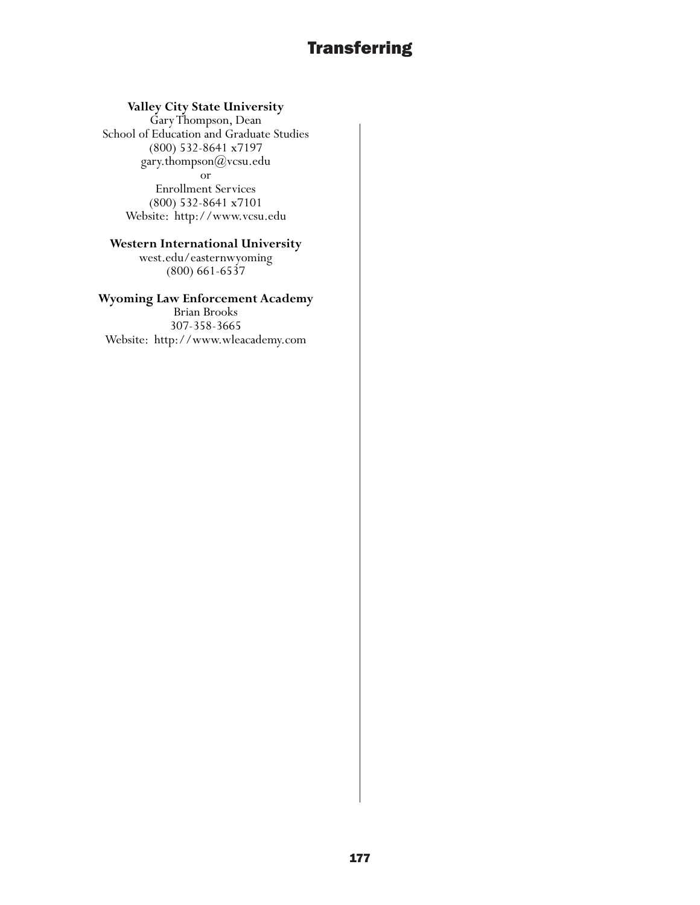**Valley City State University**
Gary Thompson, Dean
School of Education and Graduate Studies
(800) 532-8641 x7197
gary.thompson@vcsu.edu
or
Enrollment Services
(800) 532-8641 x7101
Website: http://www.vcsu.edu

**Western International University**
west.edu/easternwyoming
(800) 661-6537

**Wyoming Law Enforcement Academy**
Brian Brooks
307-358-3665
Website: http://www.wleacademy.com